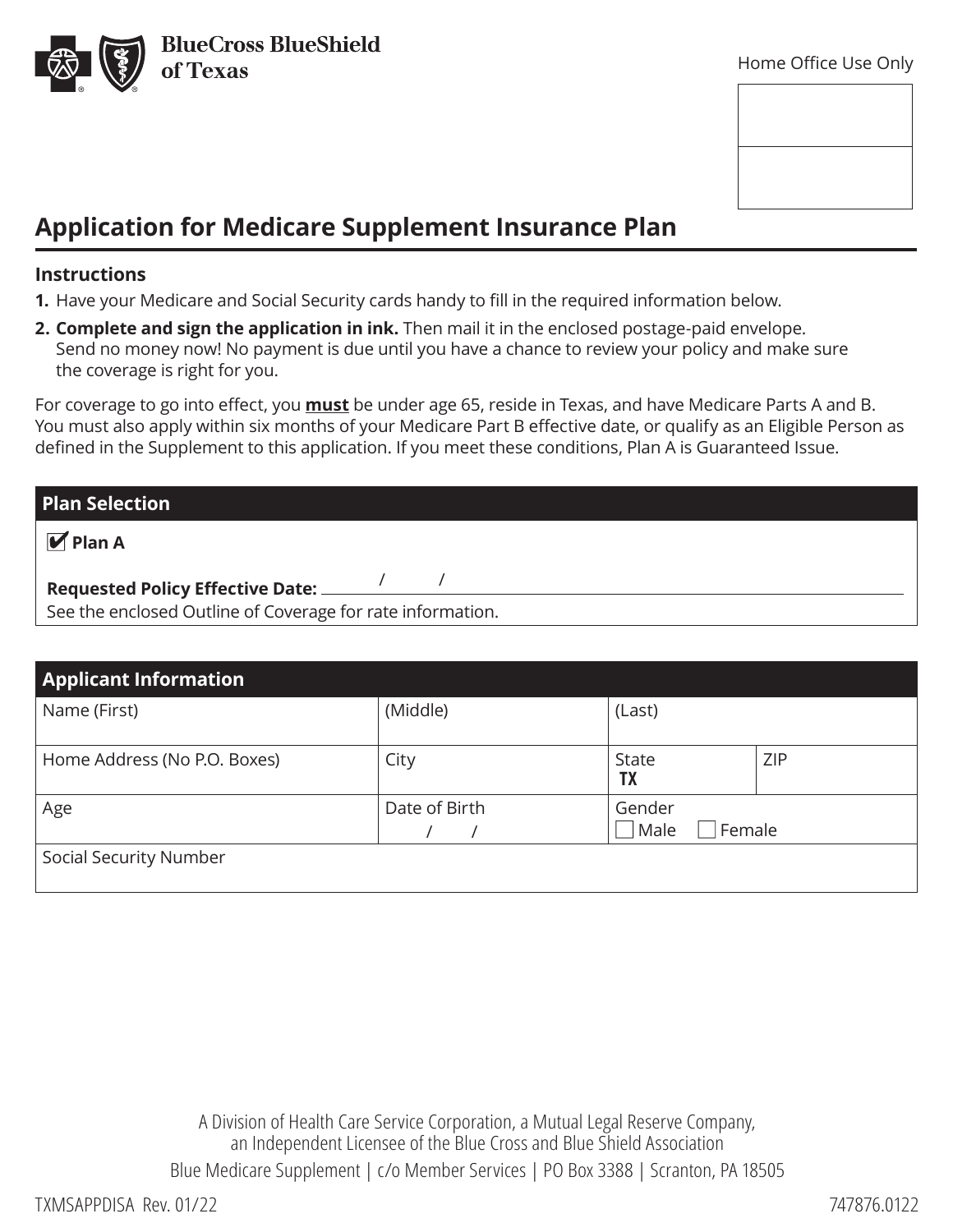BlueCross BlueShield of Texas

Home Office Use Only

| |
|---|
| |
| |

# Application for Medicare Supplement Insurance Plan

### Instructions

1. Have your Medicare and Social Security cards handy to fill in the required information below.
2. **Complete and sign the application in ink.** Then mail it in the enclosed postage-paid envelope. Send no money now! No payment is due until you have a chance to review your policy and make sure the coverage is right for you.

For coverage to go into effect, you **must** be under age 65, reside in Texas, and have Medicare Parts A and B. You must also apply within six months of your Medicare Part B effective date, or qualify as an Eligible Person as defined in the Supplement to this application. If you meet these conditions, Plan A is Guaranteed Issue.

## Plan Selection

☑ **Plan A**

**Requested Policy Effective Date:** ____ / ____ / ____

See the enclosed Outline of Coverage for rate information.

## Applicant Information

| Name (First) | (Middle) | (Last) | |
|---|---|---|---|
| Home Address (No P.O. Boxes) | City | State<br>**TX** | ZIP |
| Age | Date of Birth<br>/ / | Gender<br>☐ Male ☐ Female | |
| Social Security Number | | | |

A Division of Health Care Service Corporation, a Mutual Legal Reserve Company, an Independent Licensee of the Blue Cross and Blue Shield Association

Blue Medicare Supplement | c/o Member Services | PO Box 3388 | Scranton, PA 18505

TXMSAPPDISA Rev. 01/22 747876.0122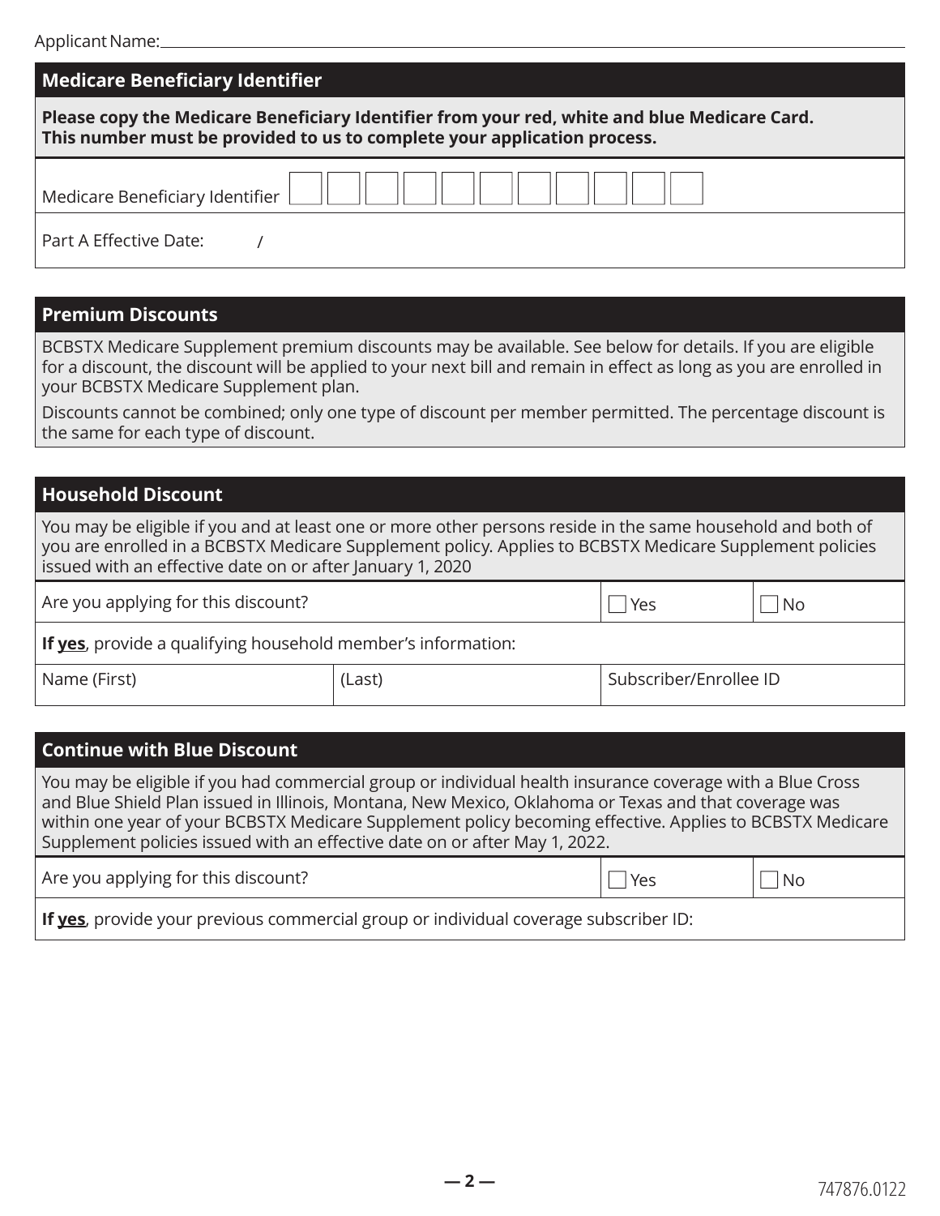Applicant Name: ______________________________

## Medicare Beneficiary Identifier

**Please copy the Medicare Beneficiary Identifier from your red, white and blue Medicare Card. This number must be provided to us to complete your application process.**

| Medicare Beneficiary Identifier | ☐ ☐ ☐ ☐ ☐ ☐ ☐ ☐ ☐ ☐ ☐ |
|---|---|
| Part A Effective Date: / | |

## Premium Discounts

BCBSTX Medicare Supplement premium discounts may be available. See below for details. If you are eligible for a discount, the discount will be applied to your next bill and remain in effect as long as you are enrolled in your BCBSTX Medicare Supplement plan.

Discounts cannot be combined; only one type of discount per member permitted. The percentage discount is the same for each type of discount.

## Household Discount

You may be eligible if you and at least one or more other persons reside in the same household and both of you are enrolled in a BCBSTX Medicare Supplement policy. Applies to BCBSTX Medicare Supplement policies issued with an effective date on or after January 1, 2020

| Are you applying for this discount? | | ☐ Yes | ☐ No |
|---|---|---|---|
| **If yes**, provide a qualifying household member's information: | | | |
| Name (First) | (Last) | Subscriber/Enrollee ID | |

## Continue with Blue Discount

You may be eligible if you had commercial group or individual health insurance coverage with a Blue Cross and Blue Shield Plan issued in Illinois, Montana, New Mexico, Oklahoma or Texas and that coverage was within one year of your BCBSTX Medicare Supplement policy becoming effective. Applies to BCBSTX Medicare Supplement policies issued with an effective date on or after May 1, 2022.

| Are you applying for this discount? | ☐ Yes | ☐ No |
|---|---|---|
| **If yes**, provide your previous commercial group or individual coverage subscriber ID: | | |

747876.0122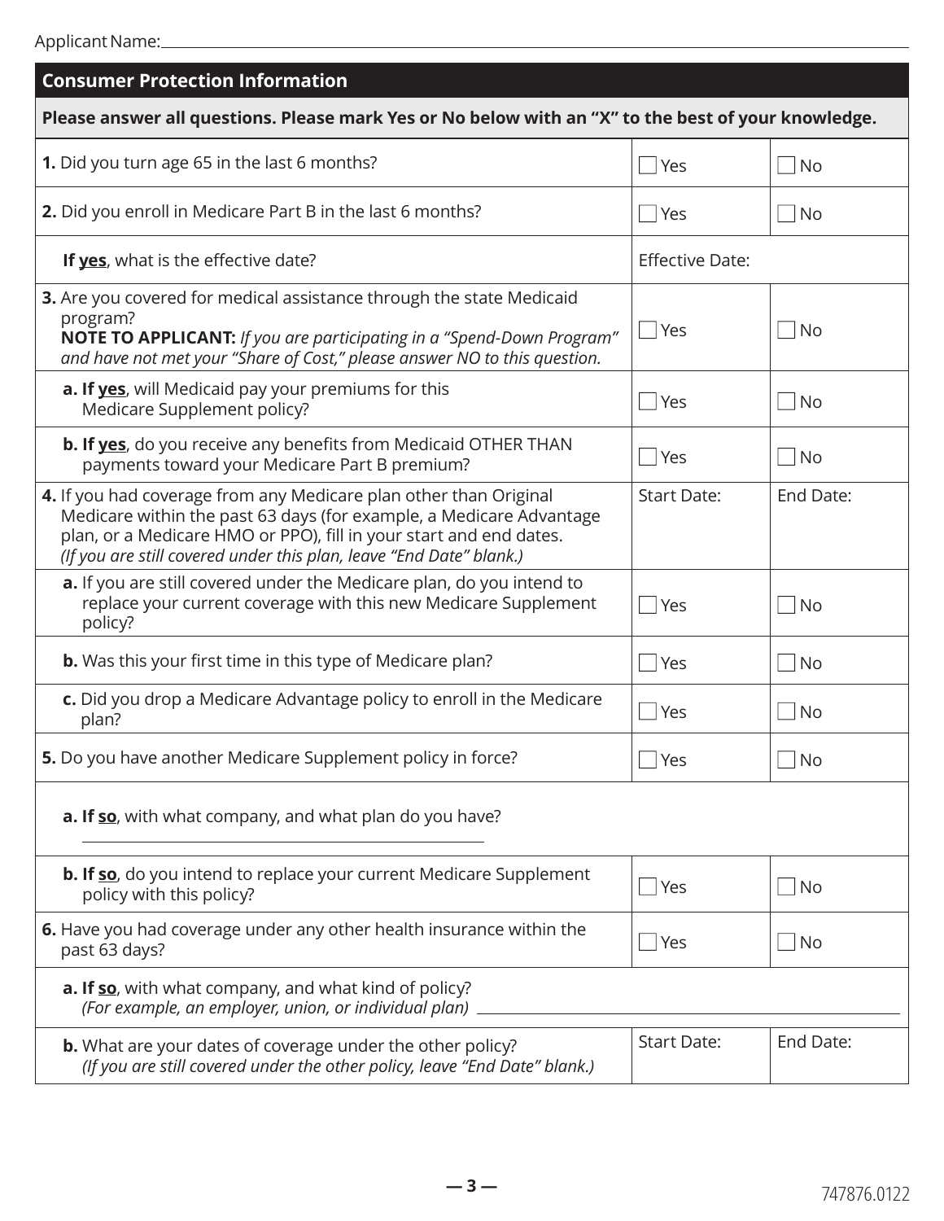Applicant Name: ______________________________

## Consumer Protection Information

**Please answer all questions. Please mark Yes or No below with an "X" to the best of your knowledge.**

| Question | | |
|---|---|---|
| **1.** Did you turn age 65 in the last 6 months? | ☐ Yes | ☐ No |
| **2.** Did you enroll in Medicare Part B in the last 6 months? | ☐ Yes | ☐ No |
| **If yes**, what is the effective date? | Effective Date: | |
| **3.** Are you covered for medical assistance through the state Medicaid program? **NOTE TO APPLICANT:** *If you are participating in a "Spend-Down Program" and have not met your "Share of Cost," please answer NO to this question.* | ☐ Yes | ☐ No |
| **a. If yes**, will Medicaid pay your premiums for this Medicare Supplement policy? | ☐ Yes | ☐ No |
| **b. If yes**, do you receive any benefits from Medicaid OTHER THAN payments toward your Medicare Part B premium? | ☐ Yes | ☐ No |
| **4.** If you had coverage from any Medicare plan other than Original Medicare within the past 63 days (for example, a Medicare Advantage plan, or a Medicare HMO or PPO), fill in your start and end dates. *(If you are still covered under this plan, leave "End Date" blank.)* | Start Date: | End Date: |
| **a.** If you are still covered under the Medicare plan, do you intend to replace your current coverage with this new Medicare Supplement policy? | ☐ Yes | ☐ No |
| **b.** Was this your first time in this type of Medicare plan? | ☐ Yes | ☐ No |
| **c.** Did you drop a Medicare Advantage policy to enroll in the Medicare plan? | ☐ Yes | ☐ No |
| **5.** Do you have another Medicare Supplement policy in force? | ☐ Yes | ☐ No |
| **a. If so**, with what company, and what plan do you have? ______________________________ | | |
| **b. If so**, do you intend to replace your current Medicare Supplement policy with this policy? | ☐ Yes | ☐ No |
| **6.** Have you had coverage under any other health insurance within the past 63 days? | ☐ Yes | ☐ No |
| **a. If so**, with what company, and what kind of policy? *(For example, an employer, union, or individual plan)* ______________________________ | | |
| **b.** What are your dates of coverage under the other policy? *(If you are still covered under the other policy, leave "End Date" blank.)* | Start Date: | End Date: |

747876.0122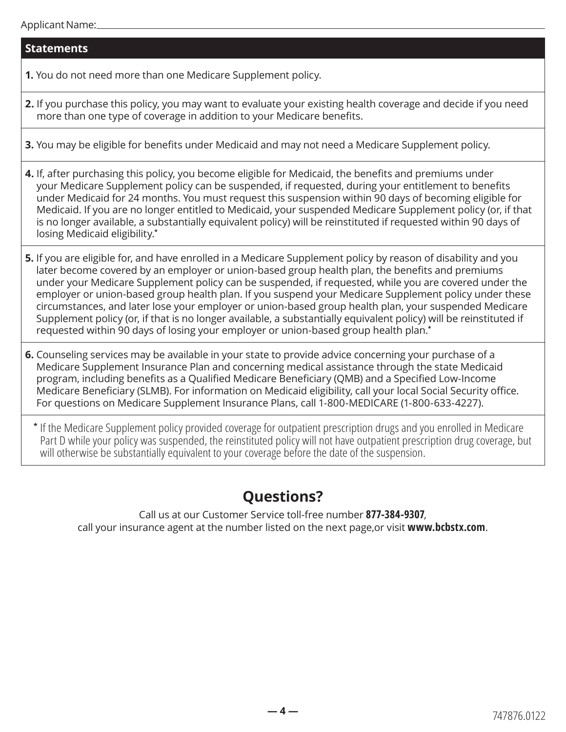Applicant Name: ____________________

## Statements

**1.** You do not need more than one Medicare Supplement policy.

**2.** If you purchase this policy, you may want to evaluate your existing health coverage and decide if you need more than one type of coverage in addition to your Medicare benefits.

**3.** You may be eligible for benefits under Medicaid and may not need a Medicare Supplement policy.

**4.** If, after purchasing this policy, you become eligible for Medicaid, the benefits and premiums under your Medicare Supplement policy can be suspended, if requested, during your entitlement to benefits under Medicaid for 24 months. You must request this suspension within 90 days of becoming eligible for Medicaid. If you are no longer entitled to Medicaid, your suspended Medicare Supplement policy (or, if that is no longer available, a substantially equivalent policy) will be reinstituted if requested within 90 days of losing Medicaid eligibility.*

**5.** If you are eligible for, and have enrolled in a Medicare Supplement policy by reason of disability and you later become covered by an employer or union-based group health plan, the benefits and premiums under your Medicare Supplement policy can be suspended, if requested, while you are covered under the employer or union-based group health plan. If you suspend your Medicare Supplement policy under these circumstances, and later lose your employer or union-based group health plan, your suspended Medicare Supplement policy (or, if that is no longer available, a substantially equivalent policy) will be reinstituted if requested within 90 days of losing your employer or union-based group health plan.*

**6.** Counseling services may be available in your state to provide advice concerning your purchase of a Medicare Supplement Insurance Plan and concerning medical assistance through the state Medicaid program, including benefits as a Qualified Medicare Beneficiary (QMB) and a Specified Low-Income Medicare Beneficiary (SLMB). For information on Medicaid eligibility, call your local Social Security office. For questions on Medicare Supplement Insurance Plans, call 1-800-MEDICARE (1-800-633-4227).

\* If the Medicare Supplement policy provided coverage for outpatient prescription drugs and you enrolled in Medicare Part D while your policy was suspended, the reinstituted policy will not have outpatient prescription drug coverage, but will otherwise be substantially equivalent to your coverage before the date of the suspension.

## Questions?

Call us at our Customer Service toll-free number **877-384-9307**, call your insurance agent at the number listed on the next page,or visit **www.bcbstx.com**.

747876.0122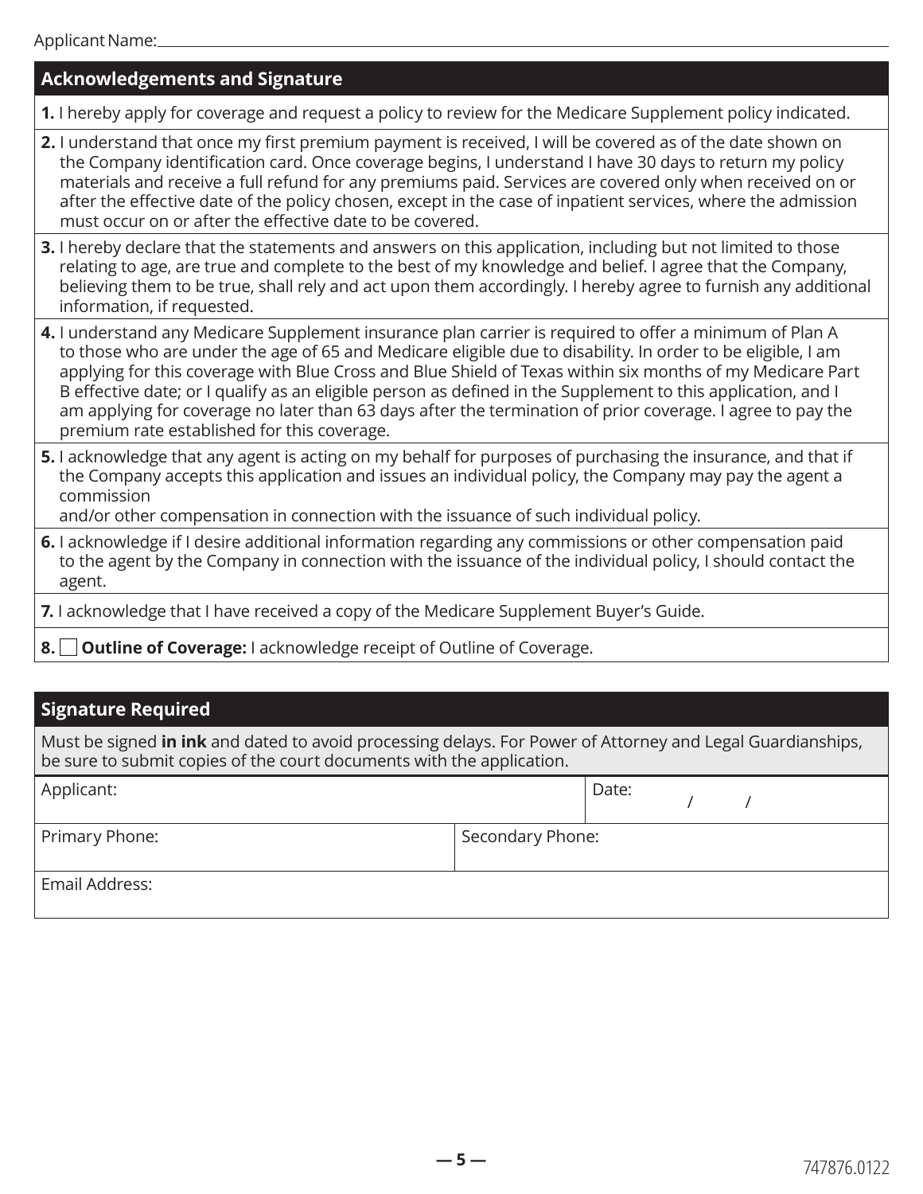Applicant Name: \_\_\_\_\_\_\_\_\_\_\_\_\_\_\_\_\_\_\_\_\_\_\_\_\_\_\_\_\_\_\_\_\_\_\_\_\_\_\_\_

## Acknowledgements and Signature

**1.** I hereby apply for coverage and request a policy to review for the Medicare Supplement policy indicated.

**2.** I understand that once my first premium payment is received, I will be covered as of the date shown on the Company identification card. Once coverage begins, I understand I have 30 days to return my policy materials and receive a full refund for any premiums paid. Services are covered only when received on or after the effective date of the policy chosen, except in the case of inpatient services, where the admission must occur on or after the effective date to be covered.

**3.** I hereby declare that the statements and answers on this application, including but not limited to those relating to age, are true and complete to the best of my knowledge and belief. I agree that the Company, believing them to be true, shall rely and act upon them accordingly. I hereby agree to furnish any additional information, if requested.

**4.** I understand any Medicare Supplement insurance plan carrier is required to offer a minimum of Plan A to those who are under the age of 65 and Medicare eligible due to disability. In order to be eligible, I am applying for this coverage with Blue Cross and Blue Shield of Texas within six months of my Medicare Part B effective date; or I qualify as an eligible person as defined in the Supplement to this application, and I am applying for coverage no later than 63 days after the termination of prior coverage. I agree to pay the premium rate established for this coverage.

**5.** I acknowledge that any agent is acting on my behalf for purposes of purchasing the insurance, and that if the Company accepts this application and issues an individual policy, the Company may pay the agent a commission and/or other compensation in connection with the issuance of such individual policy.

**6.** I acknowledge if I desire additional information regarding any commissions or other compensation paid to the agent by the Company in connection with the issuance of the individual policy, I should contact the agent.

**7.** I acknowledge that I have received a copy of the Medicare Supplement Buyer's Guide.

**8.** ☐ **Outline of Coverage:** I acknowledge receipt of Outline of Coverage.

## Signature Required

Must be signed **in ink** and dated to avoid processing delays. For Power of Attorney and Legal Guardianships, be sure to submit copies of the court documents with the application.

| Applicant: | | Date: / / |
|---|---|---|
| Primary Phone: | Secondary Phone: | |
| Email Address: | | |

747876.0122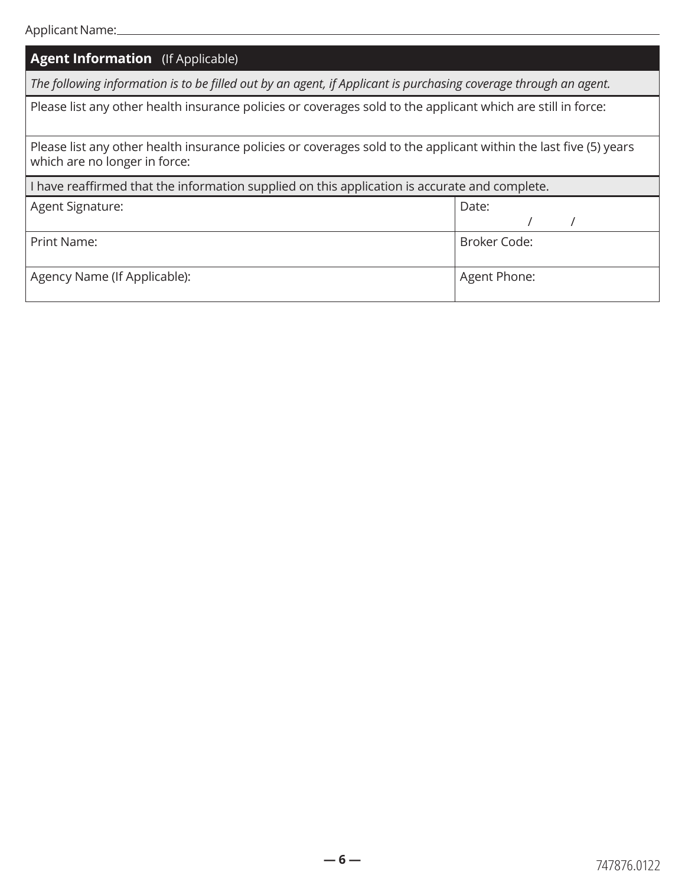Applicant Name: ____________________

## Agent Information (If Applicable)

*The following information is to be filled out by an agent, if Applicant is purchasing coverage through an agent.*

Please list any other health insurance policies or coverages sold to the applicant which are still in force:

Please list any other health insurance policies or coverages sold to the applicant within the last five (5) years which are no longer in force:

I have reaffirmed that the information supplied on this application is accurate and complete.

| | |
|---|---|
| Agent Signature: | Date: / / |
| Print Name: | Broker Code: |
| Agency Name (If Applicable): | Agent Phone: |

747876.0122